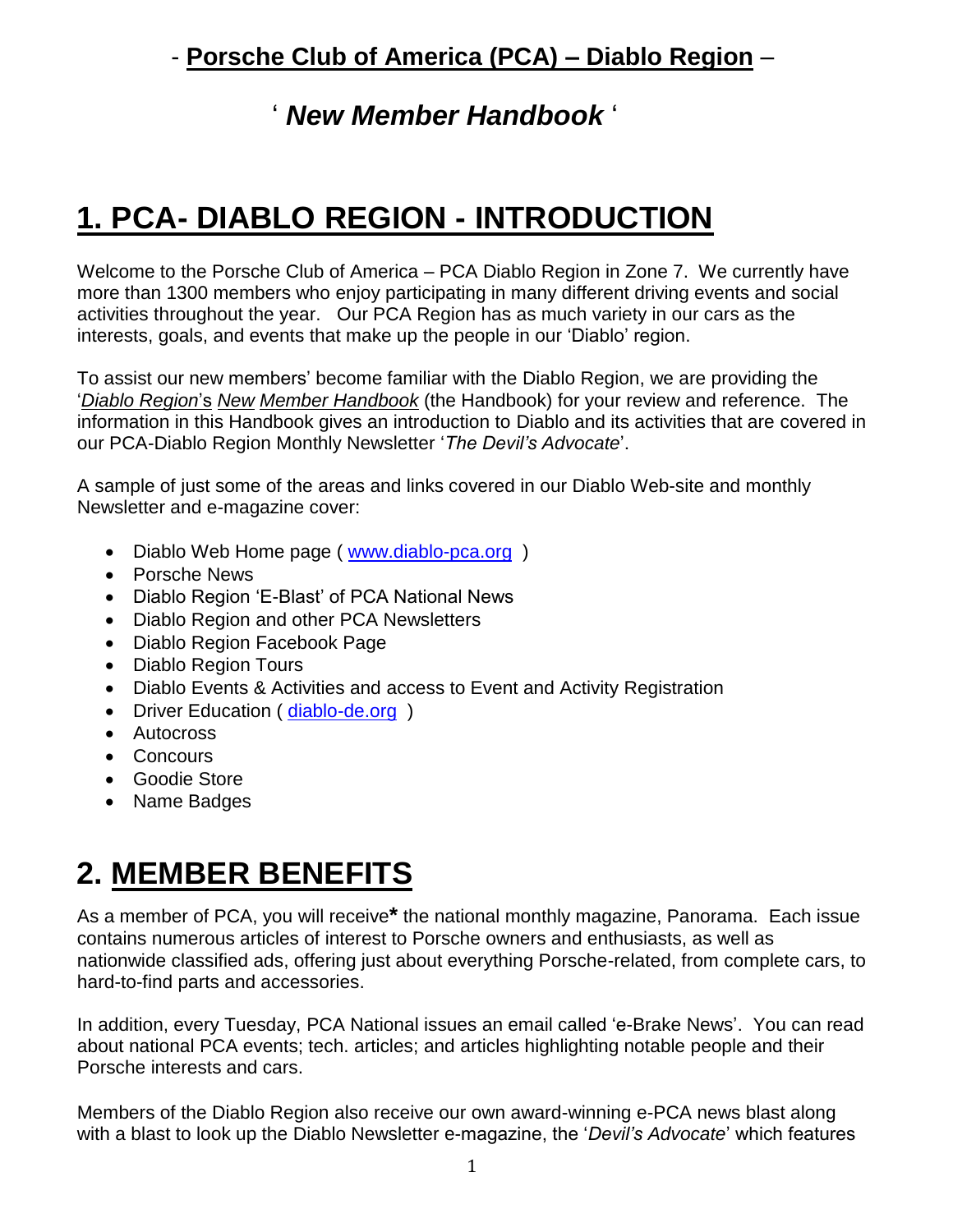- **Porsche Club of America (PCA) – Diablo Region** –

' ***New Member Handbook*** '

# 1. PCA- DIABLO REGION - INTRODUCTION

Welcome to the Porsche Club of America – PCA Diablo Region in Zone 7. We currently have more than 1300 members who enjoy participating in many different driving events and social activities throughout the year. Our PCA Region has as much variety in our cars as the interests, goals, and events that make up the people in our 'Diablo' region.

To assist our new members' become familiar with the Diablo Region, we are providing the '*Diablo Region*'s *New Member Handbook* (the Handbook) for your review and reference. The information in this Handbook gives an introduction to Diablo and its activities that are covered in our PCA-Diablo Region Monthly Newsletter '*The Devil's Advocate*'.

A sample of just some of the areas and links covered in our Diablo Web-site and monthly Newsletter and e-magazine cover:

- Diablo Web Home page ( www.diablo-pca.org )
- Porsche News
- Diablo Region 'E-Blast' of PCA National News
- Diablo Region and other PCA Newsletters
- Diablo Region Facebook Page
- Diablo Region Tours
- Diablo Events & Activities and access to Event and Activity Registration
- Driver Education ( diablo-de.org )
- Autocross
- Concours
- Goodie Store
- Name Badges

# 2. MEMBER BENEFITS

As a member of PCA, you will receive**\*** the national monthly magazine, Panorama. Each issue contains numerous articles of interest to Porsche owners and enthusiasts, as well as nationwide classified ads, offering just about everything Porsche-related, from complete cars, to hard-to-find parts and accessories.

In addition, every Tuesday, PCA National issues an email called 'e-Brake News'. You can read about national PCA events; tech. articles; and articles highlighting notable people and their Porsche interests and cars.

Members of the Diablo Region also receive our own award-winning e-PCA news blast along with a blast to look up the Diablo Newsletter e-magazine, the '*Devil's Advocate*' which features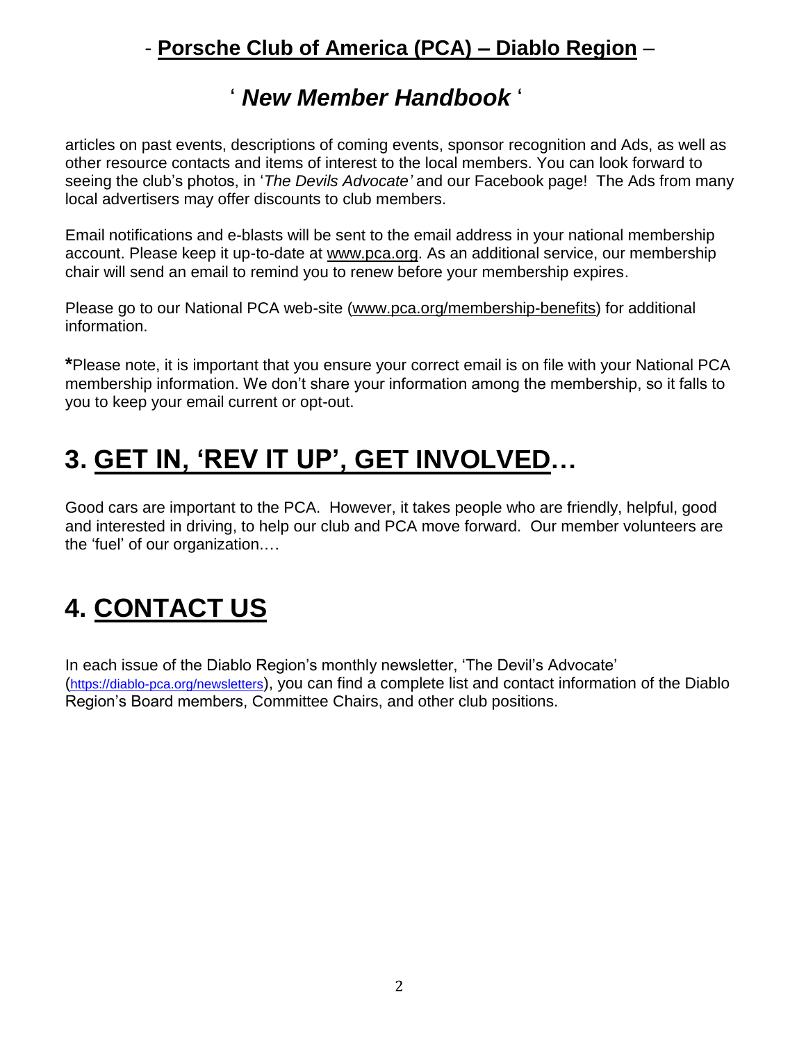articles on past events, descriptions of coming events, sponsor recognition and Ads, as well as other resource contacts and items of interest to the local members. You can look forward to seeing the club's photos, in '*The Devils Advocate'* and our Facebook page! The Ads from many local advertisers may offer discounts to club members.

Email notifications and e-blasts will be sent to the email address in your national membership account. Please keep it up-to-date at www.pca.org. As an additional service, our membership chair will send an email to remind you to renew before your membership expires.

Please go to our National PCA web-site (www.pca.org/membership-benefits) for additional information.

**\***Please note, it is important that you ensure your correct email is on file with your National PCA membership information. We don't share your information among the membership, so it falls to you to keep your email current or opt-out.

# 3. GET IN, 'REV IT UP', GET INVOLVED…

Good cars are important to the PCA. However, it takes people who are friendly, helpful, good and interested in driving, to help our club and PCA move forward. Our member volunteers are the 'fuel' of our organization.…

# 4. CONTACT US

In each issue of the Diablo Region's monthly newsletter, 'The Devil's Advocate' (https://diablo-pca.org/newsletters), you can find a complete list and contact information of the Diablo Region's Board members, Committee Chairs, and other club positions.